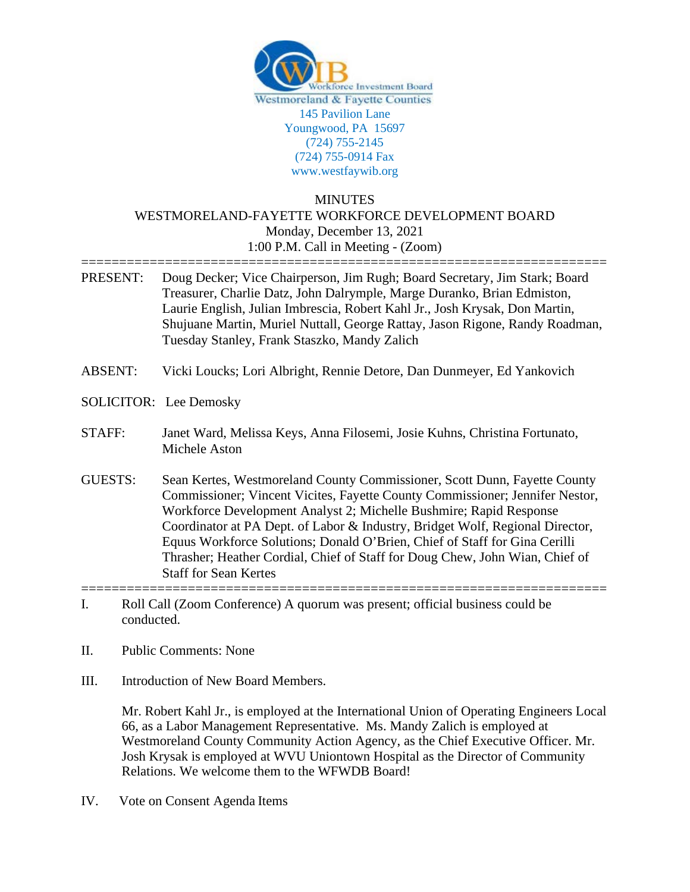Workforce Investment Board
Westmoreland & Fayette Counties
145 Pavilion Lane
Youngwood, PA 15697
(724) 755-2145
(724) 755-0914 Fax
www.westfaywib.org

# MINUTES
## WESTMORELAND-FAYETTE WORKFORCE DEVELOPMENT BOARD
Monday, December 13, 2021
1:00 P.M. Call in Meeting - (Zoom)

---

**PRESENT:** Doug Decker; Vice Chairperson, Jim Rugh; Board Secretary, Jim Stark; Board Treasurer, Charlie Datz, John Dalrymple, Marge Duranko, Brian Edmiston, Laurie English, Julian Imbrescia, Robert Kahl Jr., Josh Krysak, Don Martin, Shujuane Martin, Muriel Nuttall, George Rattay, Jason Rigone, Randy Roadman, Tuesday Stanley, Frank Staszko, Mandy Zalich

**ABSENT:** Vicki Loucks; Lori Albright, Rennie Detore, Dan Dunmeyer, Ed Yankovich

**SOLICITOR:** Lee Demosky

**STAFF:** Janet Ward, Melissa Keys, Anna Filosemi, Josie Kuhns, Christina Fortunato, Michele Aston

**GUESTS:** Sean Kertes, Westmoreland County Commissioner, Scott Dunn, Fayette County Commissioner; Vincent Vicites, Fayette County Commissioner; Jennifer Nestor, Workforce Development Analyst 2; Michelle Bushmire; Rapid Response Coordinator at PA Dept. of Labor & Industry, Bridget Wolf, Regional Director, Equus Workforce Solutions; Donald O'Brien, Chief of Staff for Gina Cerilli Thrasher; Heather Cordial, Chief of Staff for Doug Chew, John Wian, Chief of Staff for Sean Kertes

---

I. Roll Call (Zoom Conference) A quorum was present; official business could be conducted.

II. Public Comments: None

III. Introduction of New Board Members.

Mr. Robert Kahl Jr., is employed at the International Union of Operating Engineers Local 66, as a Labor Management Representative. Ms. Mandy Zalich is employed at Westmoreland County Community Action Agency, as the Chief Executive Officer. Mr. Josh Krysak is employed at WVU Uniontown Hospital as the Director of Community Relations. We welcome them to the WFWDB Board!

IV. Vote on Consent Agenda Items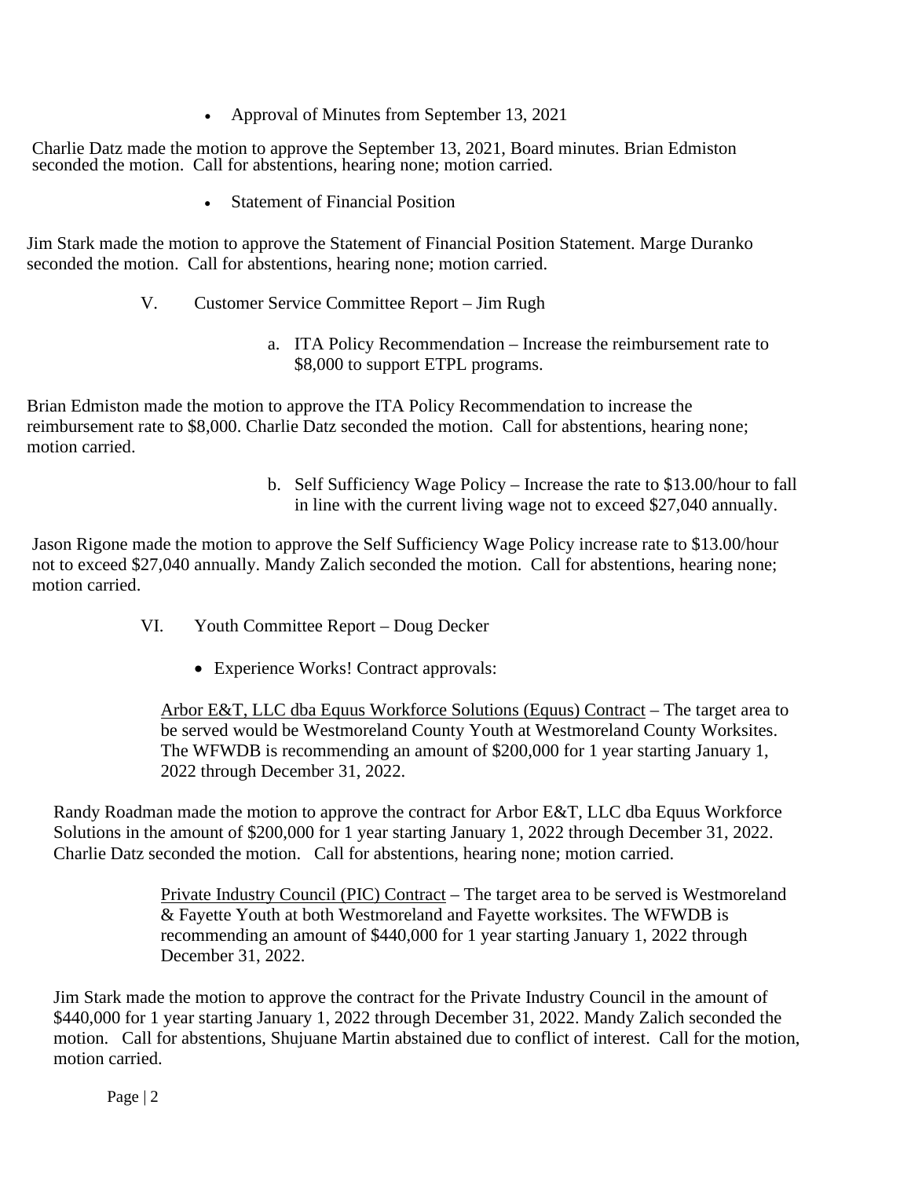- Approval of Minutes from September 13, 2021

Charlie Datz made the motion to approve the September 13, 2021, Board minutes. Brian Edmiston seconded the motion. Call for abstentions, hearing none; motion carried.

- Statement of Financial Position

Jim Stark made the motion to approve the Statement of Financial Position Statement. Marge Duranko seconded the motion. Call for abstentions, hearing none; motion carried.

V. Customer Service Committee Report – Jim Rugh

a. ITA Policy Recommendation – Increase the reimbursement rate to $8,000 to support ETPL programs.

Brian Edmiston made the motion to approve the ITA Policy Recommendation to increase the reimbursement rate to $8,000. Charlie Datz seconded the motion. Call for abstentions, hearing none; motion carried.

b. Self Sufficiency Wage Policy – Increase the rate to $13.00/hour to fall in line with the current living wage not to exceed $27,040 annually.

Jason Rigone made the motion to approve the Self Sufficiency Wage Policy increase rate to $13.00/hour not to exceed $27,040 annually. Mandy Zalich seconded the motion. Call for abstentions, hearing none; motion carried.

VI. Youth Committee Report – Doug Decker

- Experience Works! Contract approvals:

Arbor E&T, LLC dba Equus Workforce Solutions (Equus) Contract – The target area to be served would be Westmoreland County Youth at Westmoreland County Worksites. The WFWDB is recommending an amount of $200,000 for 1 year starting January 1, 2022 through December 31, 2022.

Randy Roadman made the motion to approve the contract for Arbor E&T, LLC dba Equus Workforce Solutions in the amount of $200,000 for 1 year starting January 1, 2022 through December 31, 2022. Charlie Datz seconded the motion. Call for abstentions, hearing none; motion carried.

Private Industry Council (PIC) Contract – The target area to be served is Westmoreland & Fayette Youth at both Westmoreland and Fayette worksites. The WFWDB is recommending an amount of $440,000 for 1 year starting January 1, 2022 through December 31, 2022.

Jim Stark made the motion to approve the contract for the Private Industry Council in the amount of $440,000 for 1 year starting January 1, 2022 through December 31, 2022. Mandy Zalich seconded the motion. Call for abstentions, Shujuane Martin abstained due to conflict of interest. Call for the motion, motion carried.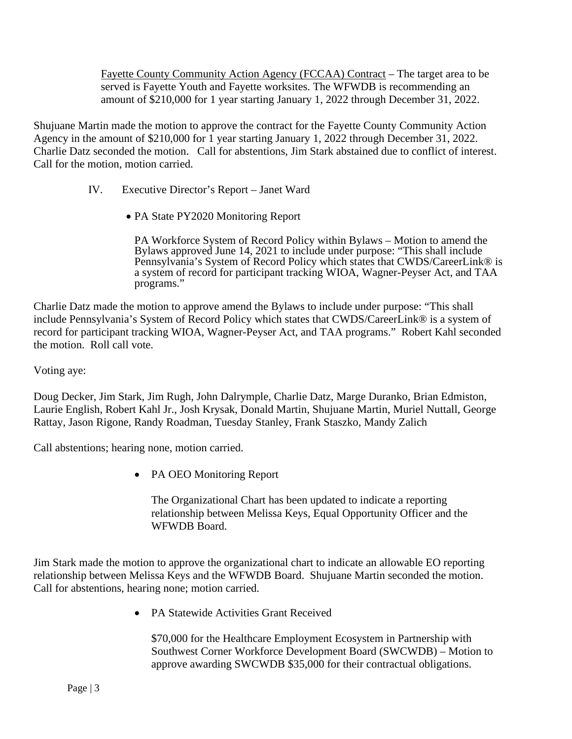Fayette County Community Action Agency (FCCAA) Contract – The target area to be served is Fayette Youth and Fayette worksites. The WFWDB is recommending an amount of $210,000 for 1 year starting January 1, 2022 through December 31, 2022.

Shujuane Martin made the motion to approve the contract for the Fayette County Community Action Agency in the amount of $210,000 for 1 year starting January 1, 2022 through December 31, 2022. Charlie Datz seconded the motion. Call for abstentions, Jim Stark abstained due to conflict of interest. Call for the motion, motion carried.

IV. Executive Director's Report – Janet Ward

- PA State PY2020 Monitoring Report

  PA Workforce System of Record Policy within Bylaws – Motion to amend the Bylaws approved June 14, 2021 to include under purpose: "This shall include Pennsylvania's System of Record Policy which states that CWDS/CareerLink® is a system of record for participant tracking WIOA, Wagner-Peyser Act, and TAA programs."

Charlie Datz made the motion to approve amend the Bylaws to include under purpose: "This shall include Pennsylvania's System of Record Policy which states that CWDS/CareerLink® is a system of record for participant tracking WIOA, Wagner-Peyser Act, and TAA programs." Robert Kahl seconded the motion. Roll call vote.

Voting aye:

Doug Decker, Jim Stark, Jim Rugh, John Dalrymple, Charlie Datz, Marge Duranko, Brian Edmiston, Laurie English, Robert Kahl Jr., Josh Krysak, Donald Martin, Shujuane Martin, Muriel Nuttall, George Rattay, Jason Rigone, Randy Roadman, Tuesday Stanley, Frank Staszko, Mandy Zalich

Call abstentions; hearing none, motion carried.

- PA OEO Monitoring Report

  The Organizational Chart has been updated to indicate a reporting relationship between Melissa Keys, Equal Opportunity Officer and the WFWDB Board.

Jim Stark made the motion to approve the organizational chart to indicate an allowable EO reporting relationship between Melissa Keys and the WFWDB Board. Shujuane Martin seconded the motion. Call for abstentions, hearing none; motion carried.

- PA Statewide Activities Grant Received

  $70,000 for the Healthcare Employment Ecosystem in Partnership with Southwest Corner Workforce Development Board (SWCWDB) – Motion to approve awarding SWCWDB $35,000 for their contractual obligations.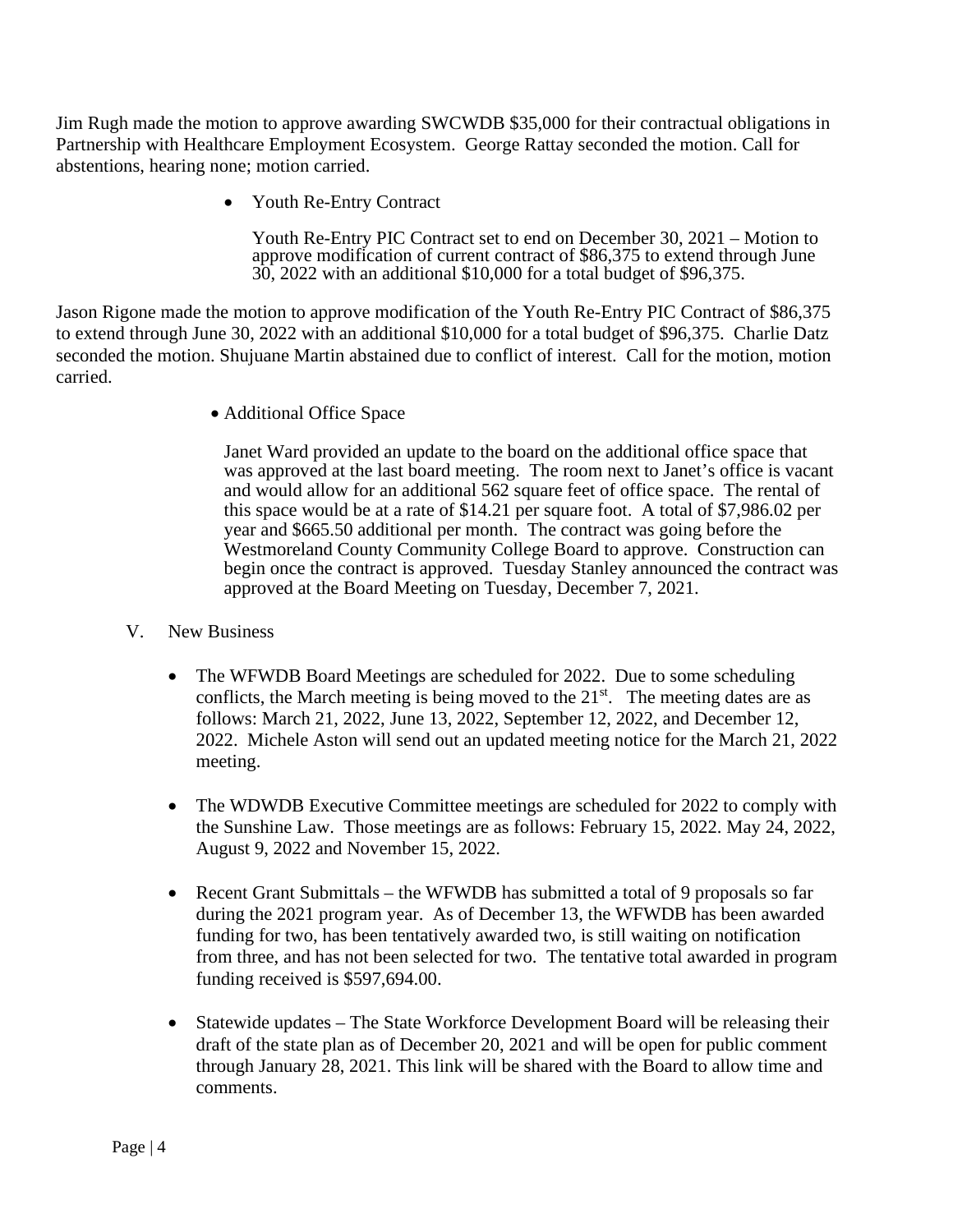Jim Rugh made the motion to approve awarding SWCWDB $35,000 for their contractual obligations in Partnership with Healthcare Employment Ecosystem. George Rattay seconded the motion. Call for abstentions, hearing none; motion carried.

- Youth Re-Entry Contract

  Youth Re-Entry PIC Contract set to end on December 30, 2021 – Motion to approve modification of current contract of $86,375 to extend through June 30, 2022 with an additional $10,000 for a total budget of $96,375.

Jason Rigone made the motion to approve modification of the Youth Re-Entry PIC Contract of $86,375 to extend through June 30, 2022 with an additional $10,000 for a total budget of $96,375. Charlie Datz seconded the motion. Shujuane Martin abstained due to conflict of interest. Call for the motion, motion carried.

- Additional Office Space

  Janet Ward provided an update to the board on the additional office space that was approved at the last board meeting. The room next to Janet's office is vacant and would allow for an additional 562 square feet of office space. The rental of this space would be at a rate of $14.21 per square foot. A total of $7,986.02 per year and $665.50 additional per month. The contract was going before the Westmoreland County Community College Board to approve. Construction can begin once the contract is approved. Tuesday Stanley announced the contract was approved at the Board Meeting on Tuesday, December 7, 2021.

V. New Business

- The WFWDB Board Meetings are scheduled for 2022. Due to some scheduling conflicts, the March meeting is being moved to the 21st. The meeting dates are as follows: March 21, 2022, June 13, 2022, September 12, 2022, and December 12, 2022. Michele Aston will send out an updated meeting notice for the March 21, 2022 meeting.

- The WDWDB Executive Committee meetings are scheduled for 2022 to comply with the Sunshine Law. Those meetings are as follows: February 15, 2022. May 24, 2022, August 9, 2022 and November 15, 2022.

- Recent Grant Submittals – the WFWDB has submitted a total of 9 proposals so far during the 2021 program year. As of December 13, the WFWDB has been awarded funding for two, has been tentatively awarded two, is still waiting on notification from three, and has not been selected for two. The tentative total awarded in program funding received is $597,694.00.

- Statewide updates – The State Workforce Development Board will be releasing their draft of the state plan as of December 20, 2021 and will be open for public comment through January 28, 2021. This link will be shared with the Board to allow time and comments.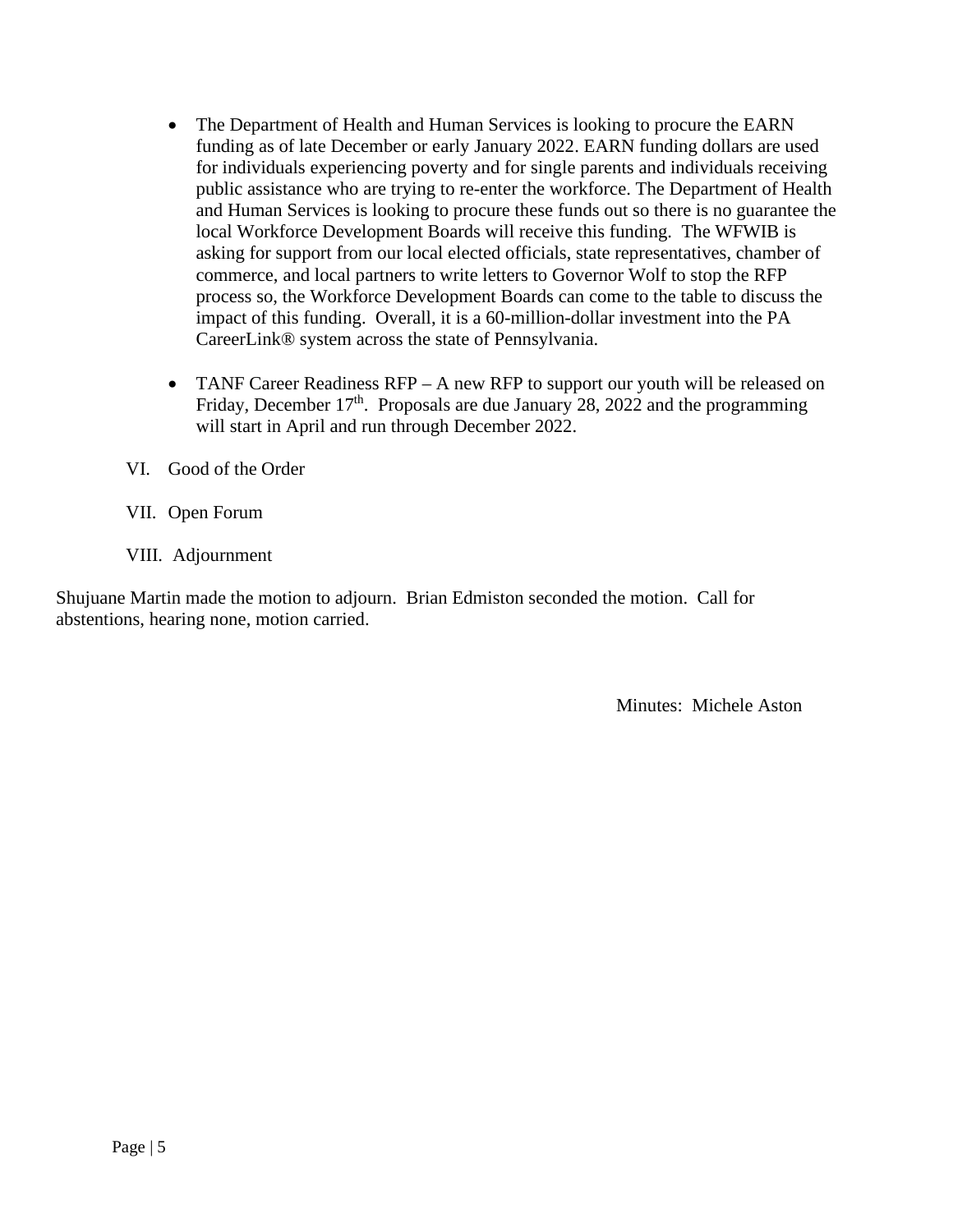- The Department of Health and Human Services is looking to procure the EARN funding as of late December or early January 2022. EARN funding dollars are used for individuals experiencing poverty and for single parents and individuals receiving public assistance who are trying to re-enter the workforce. The Department of Health and Human Services is looking to procure these funds out so there is no guarantee the local Workforce Development Boards will receive this funding. The WFWIB is asking for support from our local elected officials, state representatives, chamber of commerce, and local partners to write letters to Governor Wolf to stop the RFP process so, the Workforce Development Boards can come to the table to discuss the impact of this funding. Overall, it is a 60-million-dollar investment into the PA CareerLink® system across the state of Pennsylvania.

- TANF Career Readiness RFP – A new RFP to support our youth will be released on Friday, December 17th. Proposals are due January 28, 2022 and the programming will start in April and run through December 2022.

VI. Good of the Order

VII. Open Forum

VIII. Adjournment

Shujuane Martin made the motion to adjourn. Brian Edmiston seconded the motion. Call for abstentions, hearing none, motion carried.

Minutes: Michele Aston